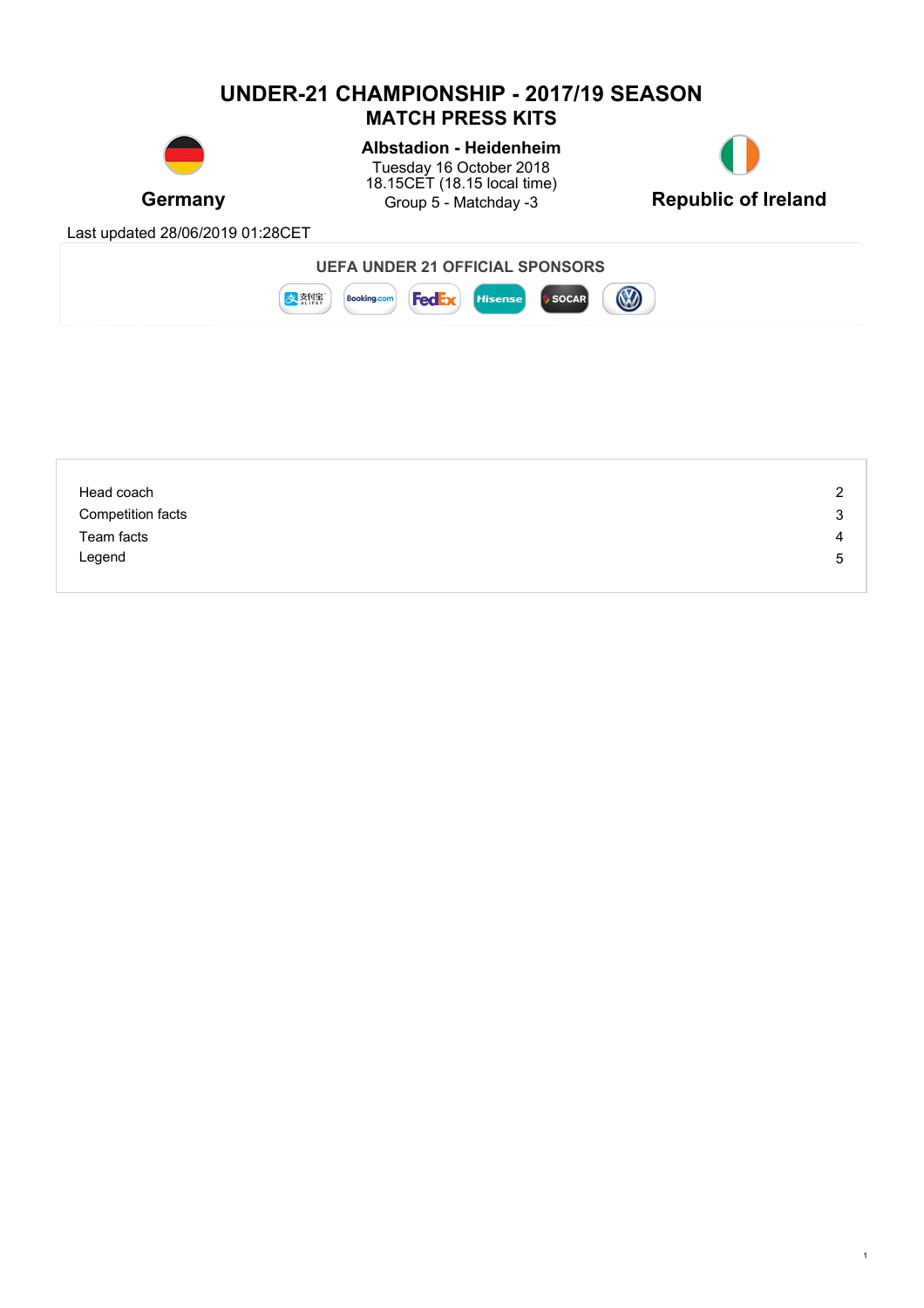# UNDER-21 CHAMPIONSHIP - 2017/19 SEASON

## MATCH PRESS KITS

**Germany**

**Albstadion - Heidenheim**
Tuesday 16 October 2018
18.15CET (18.15 local time)
Group 5 - Matchday -3

**Republic of Ireland**

Last updated 28/06/2019 01:28CET

**UEFA UNDER 21 OFFICIAL SPONSORS**

| | |
|---|---|
| Head coach | 2 |
| Competition facts | 3 |
| Team facts | 4 |
| Legend | 5 |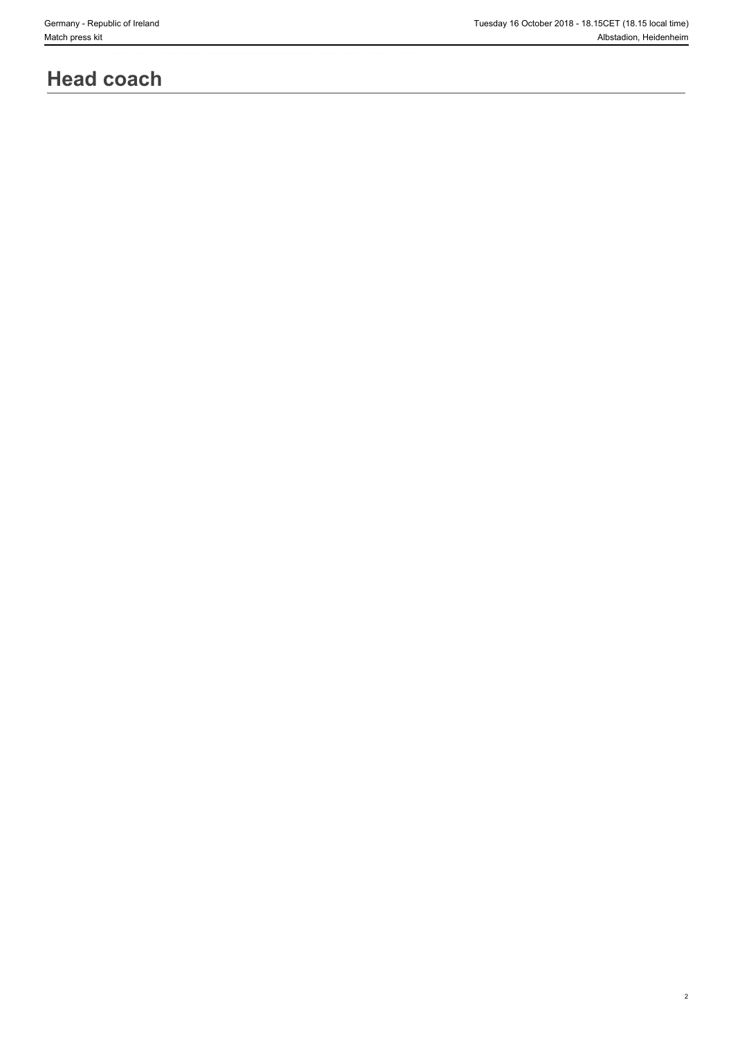# Head coach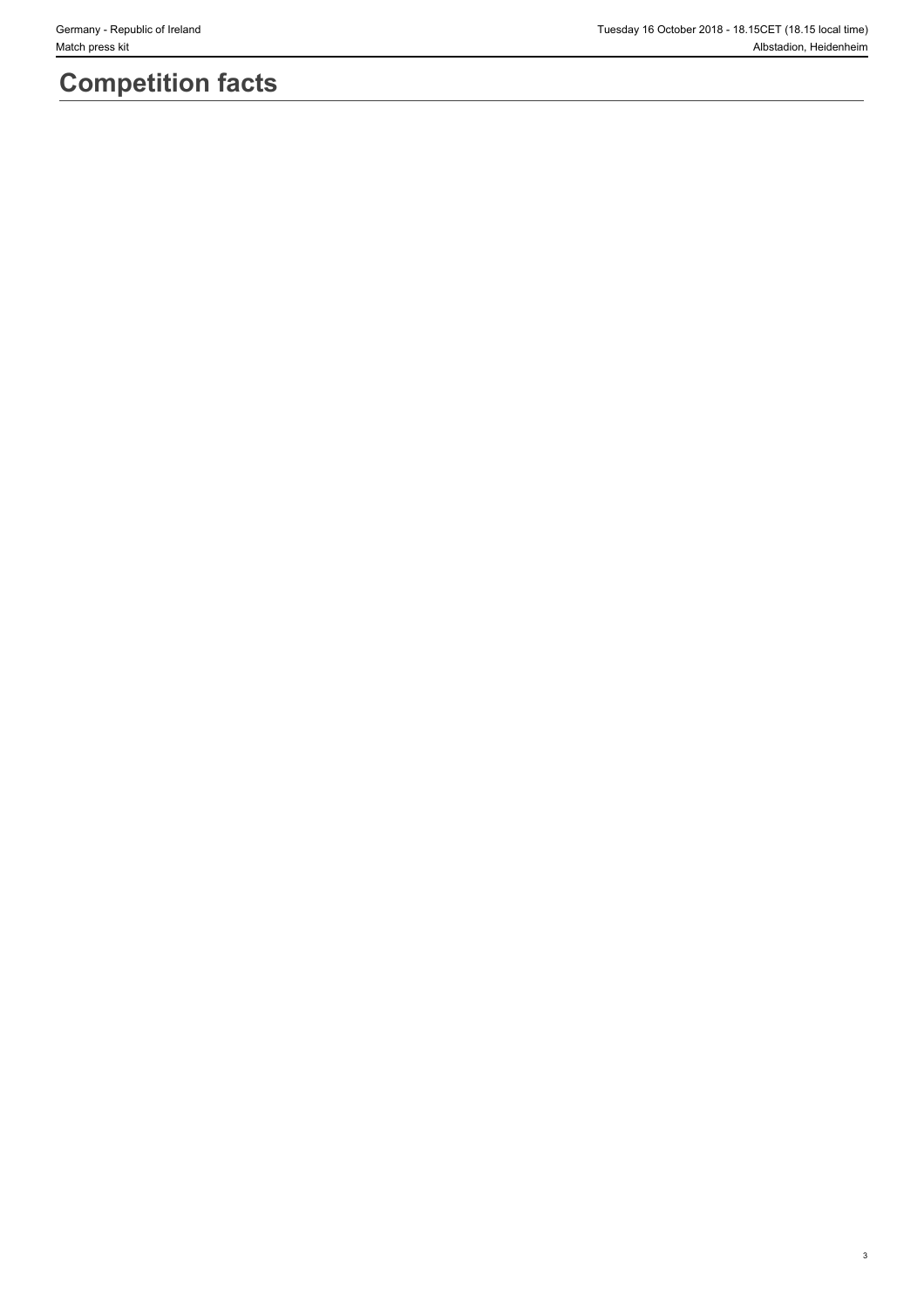# Competition facts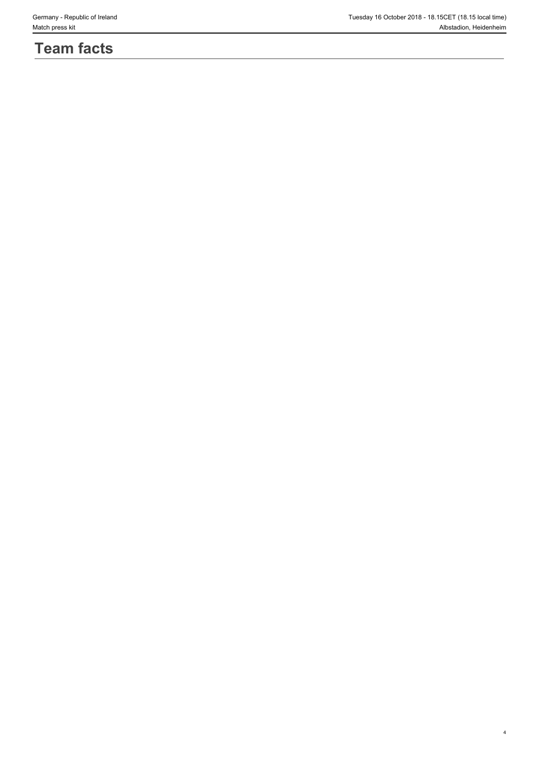# Team facts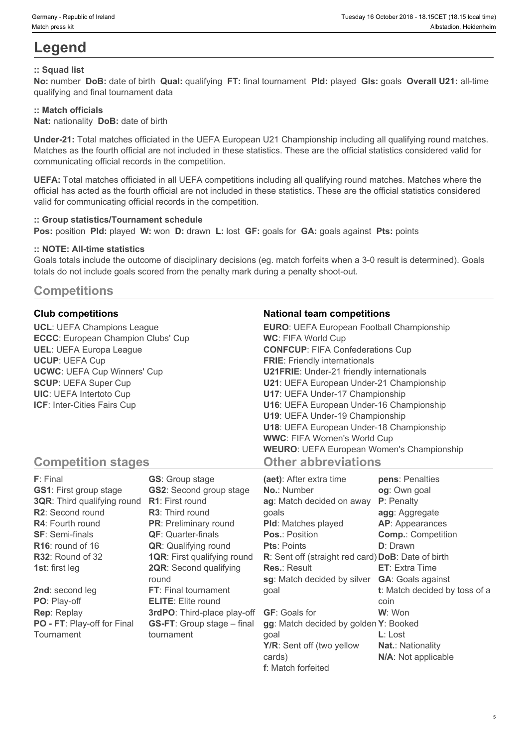# Legend

**:: Squad list**

**No:** number **DoB:** date of birth **Qual:** qualifying **FT:** final tournament **Pld:** played **Gls:** goals **Overall U21:** all-time qualifying and final tournament data

**:: Match officials**

**Nat:** nationality **DoB:** date of birth

**Under-21:** Total matches officiated in the UEFA European U21 Championship including all qualifying round matches. Matches as the fourth official are not included in these statistics. These are the official statistics considered valid for communicating official records in the competition.

**UEFA:** Total matches officiated in all UEFA competitions including all qualifying round matches. Matches where the official has acted as the fourth official are not included in these statistics. These are the official statistics considered valid for communicating official records in the competition.

**:: Group statistics/Tournament schedule**

**Pos:** position **Pld:** played **W:** won **D:** drawn **L:** lost **GF:** goals for **GA:** goals against **Pts:** points

**:: NOTE: All-time statistics**

Goals totals include the outcome of disciplinary decisions (eg. match forfeits when a 3-0 result is determined). Goals totals do not include goals scored from the penalty mark during a penalty shoot-out.

## Competitions

### Club competitions

**UCL**: UEFA Champions League
**ECCC**: European Champion Clubs' Cup
**UEL**: UEFA Europa League
**UCUP**: UEFA Cup
**UCWC**: UEFA Cup Winners' Cup
**SCUP**: UEFA Super Cup
**UIC**: UEFA Intertoto Cup
**ICF**: Inter-Cities Fairs Cup

### National team competitions

**EURO**: UEFA European Football Championship
**WC**: FIFA World Cup
**CONFCUP**: FIFA Confederations Cup
**FRIE**: Friendly internationals
**U21FRIE**: Under-21 friendly internationals
**U21**: UEFA European Under-21 Championship
**U17**: UEFA Under-17 Championship
**U16**: UEFA European Under-16 Championship
**U19**: UEFA Under-19 Championship
**U18**: UEFA European Under-18 Championship
**WWC**: FIFA Women's World Cup
**WEURO**: UEFA European Women's Championship

## Competition stages

**F**: Final
**GS1**: First group stage
**3QR**: Third qualifying round
**R2**: Second round
**R4**: Fourth round
**SF**: Semi-finals
**R16**: round of 16
**R32**: Round of 32
**1st**: first leg
**2nd**: second leg
**PO**: Play-off
**Rep**: Replay
**PO - FT**: Play-off for Final Tournament
**GS**: Group stage
**GS2**: Second group stage
**R1**: First round
**R3**: Third round
**PR**: Preliminary round
**QF**: Quarter-finals
**QR**: Qualifying round
**1QR**: First qualifying round
**2QR**: Second qualifying round
**FT**: Final tournament
**ELITE**: Elite round
**3rdPO**: Third-place play-off
**GS-FT**: Group stage – final tournament

## Other abbreviations

**(aet)**: After extra time
**No.**: Number
**ag**: Match decided on away goals
**Pld**: Matches played
**Pos.**: Position
**Pts**: Points
**R**: Sent off (straight red card)
**Res.**: Result
**sg**: Match decided by silver goal
**GF**: Goals for
**gg**: Match decided by golden goal
**Y/R**: Sent off (two yellow cards)
**f**: Match forfeited
**pens**: Penalties
**og**: Own goal
**P**: Penalty
**agg**: Aggregate
**AP**: Appearances
**Comp.**: Competition
**D**: Drawn
**DoB**: Date of birth
**ET**: Extra Time
**GA**: Goals against
**t**: Match decided by toss of a coin
**W**: Won
**Y**: Booked
**L**: Lost
**Nat.**: Nationality
**N/A**: Not applicable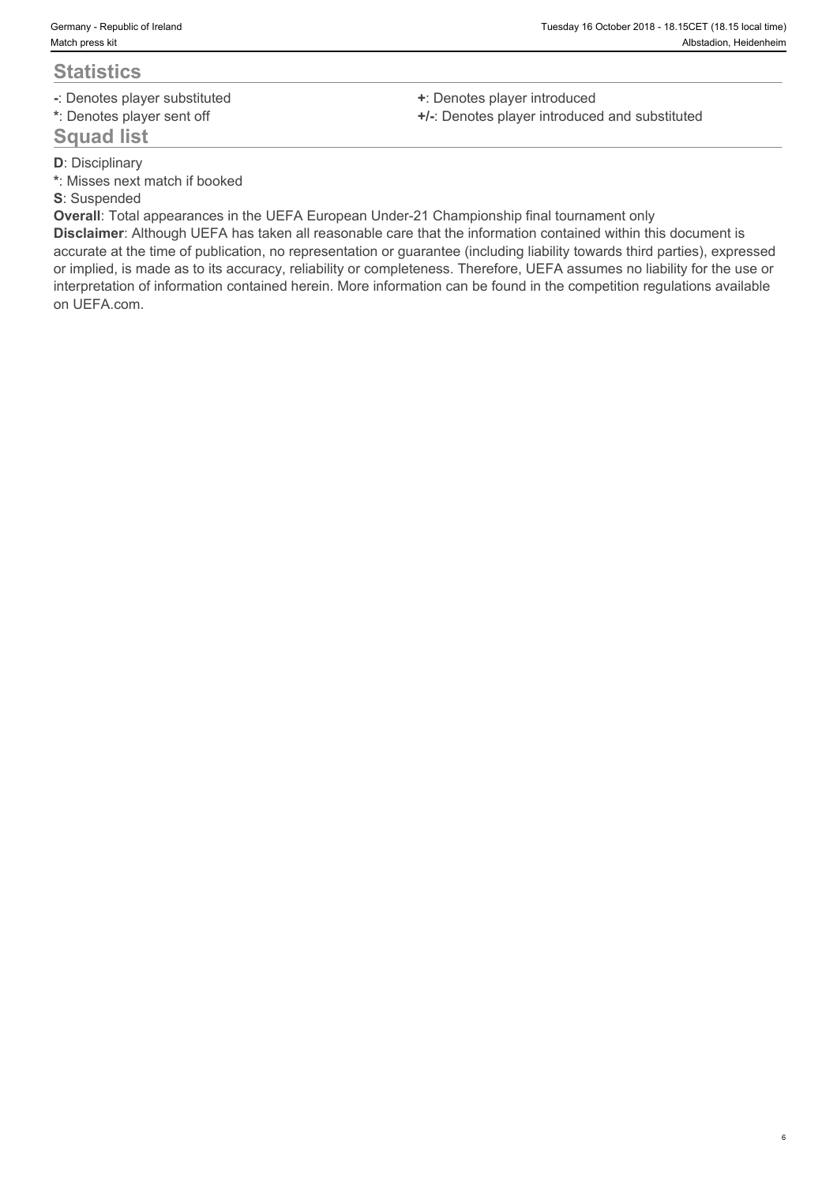## Statistics

**-**: Denotes player substituted

*****: Denotes player sent off

**+**: Denotes player introduced

**+/-**: Denotes player introduced and substituted

## Squad list

**D**: Disciplinary

*****: Misses next match if booked

**S**: Suspended

**Overall**: Total appearances in the UEFA European Under-21 Championship final tournament only

**Disclaimer**: Although UEFA has taken all reasonable care that the information contained within this document is accurate at the time of publication, no representation or guarantee (including liability towards third parties), expressed or implied, is made as to its accuracy, reliability or completeness. Therefore, UEFA assumes no liability for the use or interpretation of information contained herein. More information can be found in the competition regulations available on UEFA.com.